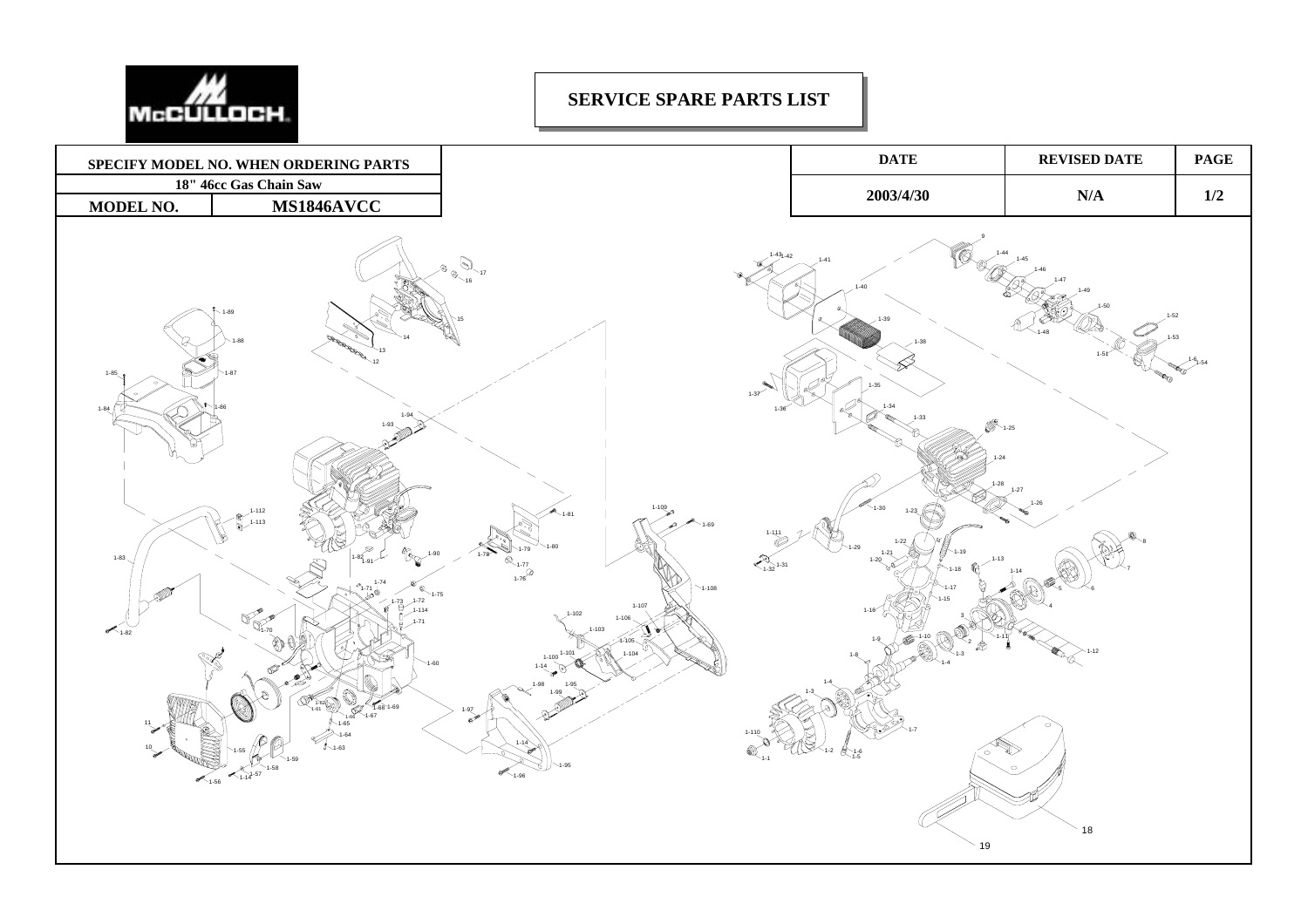McCULLOCH

# SERVICE SPARE PARTS LIST

| SPECIFY MODEL NO. WHEN ORDERING PARTS | |
|---|---|
| 18" 46cc Gas Chain Saw | |
| MODEL NO. | MS1846AVCC |

| DATE | REVISED DATE | PAGE |
|---|---|---|
| 2003/4/30 | N/A | 1/2 |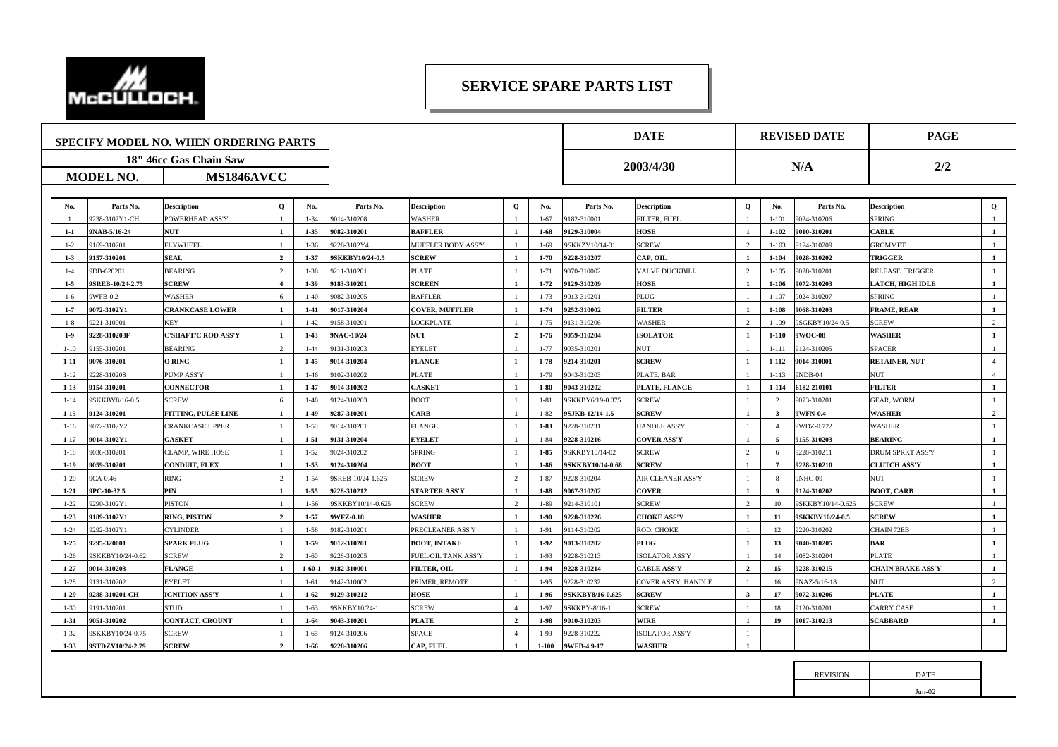# SERVICE SPARE PARTS LIST

| SPECIFY MODEL NO. WHEN ORDERING PARTS | | DATE | REVISED DATE | PAGE |
|---|---|---|---|---|
| 18" 46cc Gas Chain Saw | | 2003/4/30 | N/A | 2/2 |
| **MODEL NO.** | **MS1846AVCC** | | | |

| No. | Parts No. | Description | Q | No. | Parts No. | Description | Q | No. | Parts No. | Description | Q | No. | Parts No. | Description | Q |
|---|---|---|---|---|---|---|---|---|---|---|---|---|---|---|---|
| 1 | 9238-3102Y1-CH | POWERHEAD ASS'Y | 1 | 1-34 | 9014-310208 | WASHER | 1 | 1-67 | 9182-310001 | FILTER, FUEL | 1 | 1-101 | 9024-310206 | SPRING | 1 |
| **1-1** | **9NAB-5/16-24** | **NUT** | **1** | **1-35** | **9082-310201** | **BAFFLER** | **1** | **1-68** | **9129-310004** | **HOSE** | **1** | **1-102** | **9010-310201** | **CABLE** | **1** |
| 1-2 | 9169-310201 | FLYWHEEL | 1 | 1-36 | 9228-3102Y4 | MUFFLER BODY ASS'Y | 1 | 1-69 | 9SKKZY10/14-01 | SCREW | 2 | 1-103 | 9124-310209 | GROMMET | 1 |
| **1-3** | **9157-310201** | **SEAL** | **2** | **1-37** | **9SKKBY10/24-0.5** | **SCREW** | **1** | **1-70** | **9228-310207** | **CAP, OIL** | **1** | **1-104** | **9028-310202** | **TRIGGER** | **1** |
| 1-4 | 9DB-620201 | BEARING | 2 | 1-38 | 9211-310201 | PLATE | 1 | 1-71 | 9070-310002 | VALVE DUCKBILL | 2 | 1-105 | 9028-310201 | RELEASE. TRIGGER | 1 |
| **1-5** | **9SREB-10/24-2.75** | **SCREW** | **4** | **1-39** | **9183-310201** | **SCREEN** | **1** | **1-72** | **9129-310209** | **HOSE** | **1** | **1-106** | **9072-310203** | **LATCH, HIGH IDLE** | **1** |
| 1-6 | 9WFB-0.2 | WASHER | 6 | 1-40 | 9082-310205 | BAFFLER | 1 | 1-73 | 9013-310201 | PLUG | 1 | 1-107 | 9024-310207 | SPRING | 1 |
| **1-7** | **9072-3102Y1** | **CRANKCASE LOWER** | **1** | **1-41** | **9017-310204** | **COVER, MUFFLER** | **1** | **1-74** | **9252-310002** | **FILTER** | **1** | **1-108** | **9068-310203** | **FRAME, REAR** | **1** |
| 1-8 | 9221-310001 | KEY | 1 | 1-42 | 9158-310201 | LOCKPLATE | 1 | 1-75 | 9131-310206 | WASHER | 2 | 1-109 | 9SGKBY10/24-0.5 | SCREW | 2 |
| **1-9** | **9228-310203F** | **C'SHAFT/C'ROD ASS'Y** | **1** | **1-43** | **9NAC-10/24** | **NUT** | **2** | **1-76** | **9059-310204** | **ISOLATOR** | **1** | **1-110** | **9WOC-08** | **WASHER** | **1** |
| 1-10 | 9155-310201 | BEARING | 2 | 1-44 | 9131-310203 | EYELET | 1 | 1-77 | 9035-310201 | NUT | 1 | 1-111 | 9124-310205 | SPACER | 1 |
| **1-11** | **9076-310201** | **O RING** | **1** | **1-45** | **9014-310204** | **FLANGE** | **1** | **1-78** | **9214-310201** | **SCREW** | **1** | **1-112** | **9014-310001** | **RETAINER, NUT** | **4** |
| 1-12 | 9228-310208 | PUMP ASS'Y | 1 | 1-46 | 9102-310202 | PLATE | 1 | 1-79 | 9043-310203 | PLATE, BAR | 1 | 1-113 | 9NDB-04 | NUT | 4 |
| **1-13** | **9154-310201** | **CONNECTOR** | **1** | **1-47** | **9014-310202** | **GASKET** | **1** | **1-80** | **9043-310202** | **PLATE, FLANGE** | **1** | **1-114** | **6182-210101** | **FILTER** | **1** |
| 1-14 | 9SKKBY8/16-0.5 | SCREW | 6 | 1-48 | 9124-310203 | BOOT | 1 | 1-81 | 9SKKBY6/19-0.375 | SCREW | 1 | 2 | 9073-310201 | GEAR, WORM | 1 |
| **1-15** | **9124-310201** | **FITTING, PULSE LINE** | **1** | **1-49** | **9287-310201** | **CARB** | **1** | **1-82** | **9SJKB-12/14-1.5** | **SCREW** | **1** | **3** | **9WFN-0.4** | **WASHER** | **2** |
| 1-16 | 9072-3102Y2 | CRANKCASE UPPER | 1 | 1-50 | 9014-310201 | FLANGE | 1 | **1-83** | 9228-310231 | HANDLE ASS'Y | 1 | 4 | 9WDZ-0.722 | WASHER | 1 |
| **1-17** | **9014-3102Y1** | **GASKET** | **1** | **1-51** | **9131-310204** | **EYELET** | **1** | **1-84** | **9228-310216** | **COVER ASS'Y** | **1** | **5** | **9155-310203** | **BEARING** | **1** |
| 1-18 | 9036-310201 | CLAMP, WIRE HOSE | 1 | 1-52 | 9024-310202 | SPRING | 1 | **1-85** | 9SKKBY10/14-02 | SCREW | 2 | 6 | 9228-310211 | DRUM SPRKT ASS'Y | 1 |
| **1-19** | **9059-310201** | **CONDUIT, FLEX** | **1** | **1-53** | **9124-310204** | **BOOT** | **1** | **1-86** | **9SKKBY10/14-0.68** | **SCREW** | **1** | **7** | **9228-310210** | **CLUTCH ASS'Y** | **1** |
| 1-20 | 9CA-0.46 | RING | 2 | 1-54 | 9SREB-10/24-1.625 | SCREW | 2 | 1-87 | 9228-310204 | AIR CLEANER ASS'Y | 1 | 8 | 9NHC-09 | NUT | 1 |
| **1-21** | **9PC-10-32.5** | **PIN** | **1** | **1-55** | **9228-310212** | **STARTER ASS'Y** | **1** | **1-88** | **9067-310202** | **COVER** | **1** | **9** | **9124-310202** | **BOOT, CARB** | **1** |
| 1-22 | 9290-3102Y1 | PISTON | 1 | 1-56 | 9SKKBY10/14-0.625 | SCREW | 2 | 1-89 | 9214-310101 | SCREW | 2 | 10 | 9SKKBY10/14-0.625 | SCREW | 1 |
| **1-23** | **9189-3102Y1** | **RING, PISTON** | **2** | **1-57** | **9WFZ-0.18** | **WASHER** | **1** | **1-90** | **9228-310226** | **CHOKE ASS'Y** | **1** | **11** | **9SKKBY10/24-0.5** | **SCREW** | **1** |
| 1-24 | 9292-3102Y1 | CYLINDER | 1 | 1-58 | 9182-310201 | PRECLEANER ASS'Y | 1 | 1-91 | 9114-310202 | ROD, CHOKE | 1 | 12 | 9220-310202 | CHAIN 72EB | 1 |
| **1-25** | **9295-320001** | **SPARK PLUG** | **1** | **1-59** | **9012-310201** | **BOOT, INTAKE** | **1** | **1-92** | **9013-310202** | **PLUG** | **1** | **13** | **9040-310205** | **BAR** | **1** |
| 1-26 | 9SKKBY10/24-0.62 | SCREW | 2 | 1-60 | 9228-310205 | FUEL/OIL TANK ASS'Y | 1 | 1-93 | 9228-310213 | ISOLATOR ASS'Y | 1 | 14 | 9082-310204 | PLATE | 1 |
| **1-27** | **9014-310203** | **FLANGE** | **1** | **1-60-1** | **9182-310001** | **FILTER, OIL** | **1** | **1-94** | **9228-310214** | **CABLE ASS'Y** | **2** | **15** | **9228-310215** | **CHAIN BRAKE ASS'Y** | **1** |
| 1-28 | 9131-310202 | EYELET | 1 | 1-61 | 9142-310002 | PRIMER, REMOTE | 1 | 1-95 | 9228-310232 | COVER ASS'Y, HANDLE | 1 | 16 | 9NAZ-5/16-18 | NUT | 2 |
| **1-29** | **9288-310201-CH** | **IGNITION ASS'Y** | **1** | **1-62** | **9129-310212** | **HOSE** | **1** | **1-96** | **9SKKBY8/16-0.625** | **SCREW** | **3** | **17** | **9072-310206** | **PLATE** | **1** |
| 1-30 | 9191-310201 | STUD | 1 | 1-63 | 9SKKBY10/24-1 | SCREW | 4 | 1-97 | 9SKKBY-8/16-1 | SCREW | 1 | 18 | 9120-310201 | CARRY CASE | 1 |
| **1-31** | **9051-310202** | **CONTACT, CROUNT** | **1** | **1-64** | **9043-310201** | **PLATE** | **2** | **1-98** | **9010-310203** | **WIRE** | **1** | **19** | **9017-310213** | **SCABBARD** | **1** |
| 1-32 | 9SKKBY10/24-0.75 | SCREW | 1 | 1-65 | 9124-310206 | SPACE | 4 | 1-99 | 9228-310222 | ISOLATOR ASS'Y | 1 | | | | |
| **1-33** | **9STDZY10/24-2.79** | **SCREW** | **2** | **1-66** | **9228-310206** | **CAP, FUEL** | **1** | **1-100** | **9WFB-4.9-17** | **WASHER** | **1** | | | | |

| REVISION | DATE |
|---|---|
| | Jun-02 |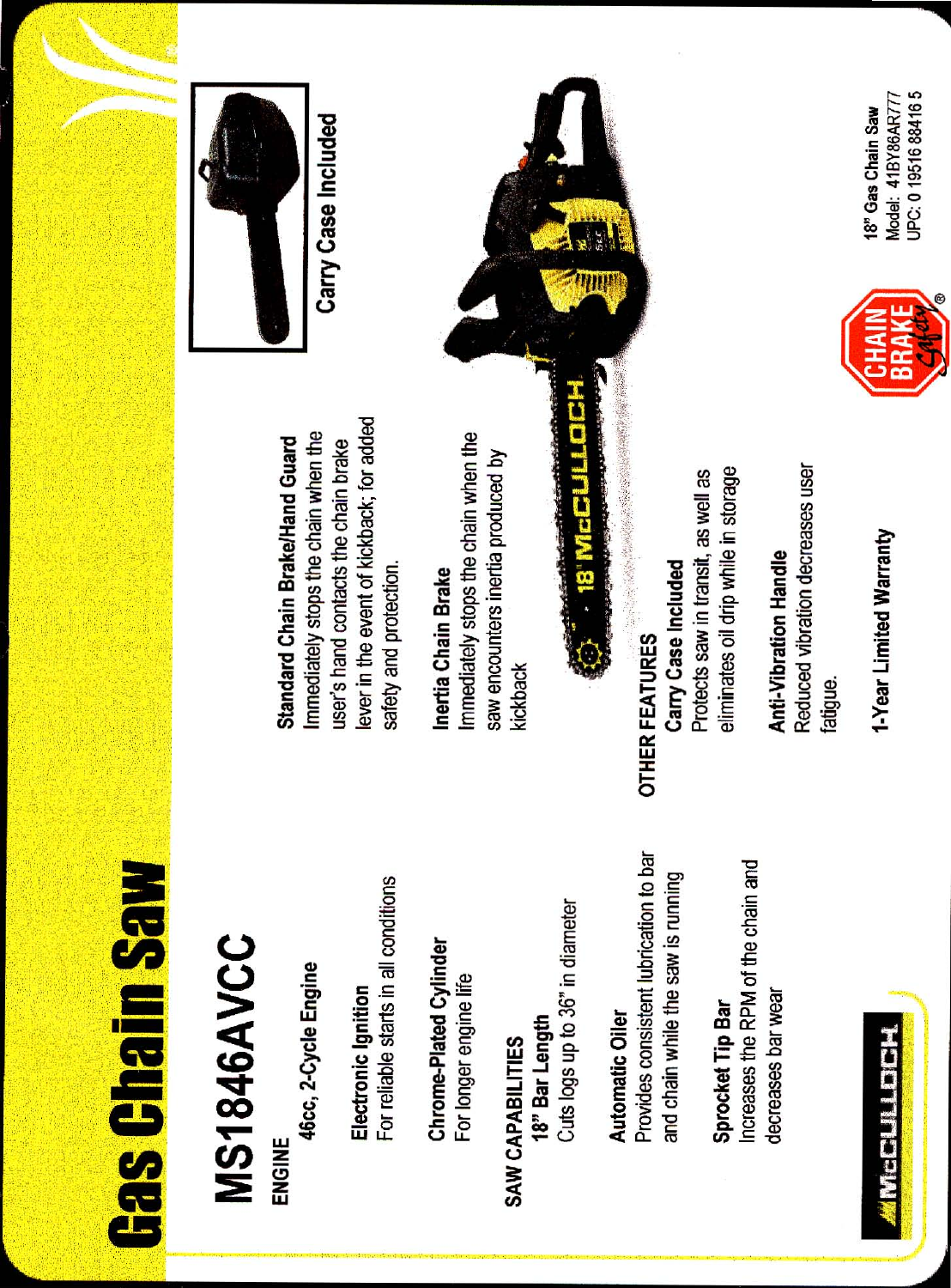# Gas Chain Saw

## MS1846AVCC

**ENGINE**

**46cc, 2-Cycle Engine**

**Electronic Ignition**
For reliable starts in all conditions

**Chrome-Plated Cylinder**
For longer engine life

**SAW CAPABILITIES**

**18" Bar Length**
Cuts logs up to 36" in diameter

**Automatic Oiler**
Provides consistent lubrication to bar and chain while the saw is running

**Sprocket Tip Bar**
Increases the RPM of the chain and decreases bar wear

**Standard Chain Brake/Hand Guard**
Immediately stops the chain when the user's hand contacts the chain brake lever in the event of kickback; for added safety and protection.

**Inertia Chain Brake**
Immediately stops the chain when the saw encounters inertia produced by kickback

**OTHER FEATURES**

**Carry Case Included**
Protects saw in transit, as well as eliminates oil drip while in storage

**Anti-Vibration Handle**
Reduced vibration decreases user fatigue.

**1-Year Limited Warranty**

**Carry Case Included**

CHAIN BRAKE Safety®

McCULLOCH

18" Gas Chain Saw
Model: 41BY86AR777
UPC: 0 19516 88416 5